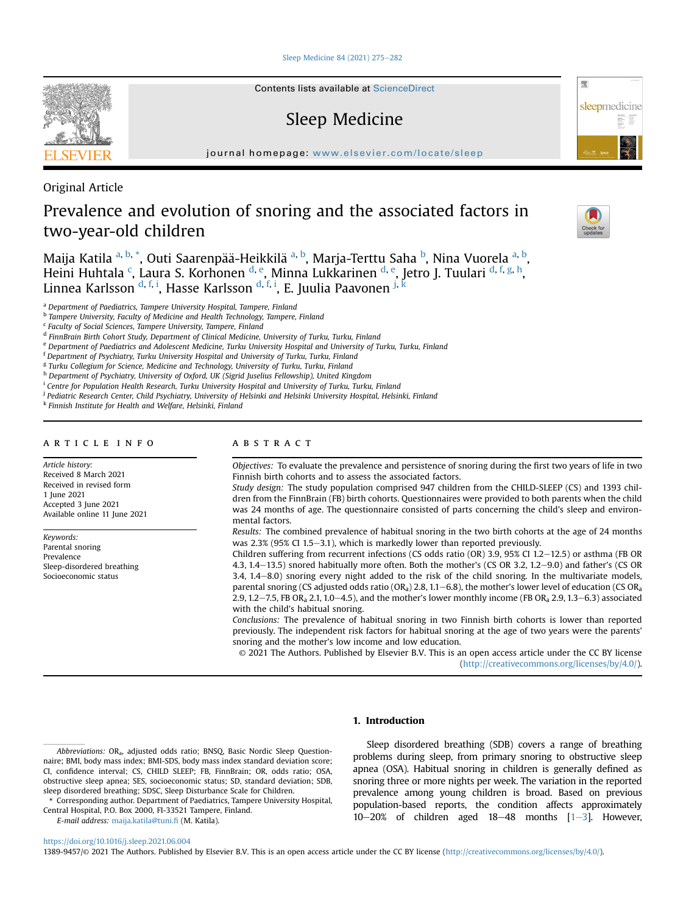Original Article

# Prevalence and evolution of snoring and the associated factors in two-year-old children

Maija Katila [a, b, *], Outi Saarenpää-Heikkilä [a, b], Marja-Terttu Saha [b], Nina Vuorela [a, b], Heini Huhtala [c], Laura S. Korhonen [d, e], Minna Lukkarinen [d, e], Jetro J. Tuulari [d, f, g, h], Linnea Karlsson [d, f, i], Hasse Karlsson [d, f, i], E. Juulia Paavonen [j, k]

[a] Department of Paediatrics, Tampere University Hospital, Tampere, Finland
[b] Tampere University, Faculty of Medicine and Health Technology, Tampere, Finland
[c] Faculty of Social Sciences, Tampere University, Tampere, Finland
[d] FinnBrain Birth Cohort Study, Department of Clinical Medicine, University of Turku, Turku, Finland
[e] Department of Paediatrics and Adolescent Medicine, Turku University Hospital and University of Turku, Turku, Finland
[f] Department of Psychiatry, Turku University Hospital and University of Turku, Turku, Finland
[g] Turku Collegium for Science, Medicine and Technology, University of Turku, Turku, Finland
[h] Department of Psychiatry, University of Oxford, UK (Sigrid Juselius Fellowship), United Kingdom
[i] Centre for Population Health Research, Turku University Hospital and University of Turku, Turku, Finland
[j] Pediatric Research Center, Child Psychiatry, University of Helsinki and Helsinki University Hospital, Helsinki, Finland
[k] Finnish Institute for Health and Welfare, Helsinki, Finland

## ARTICLE INFO

*Article history:*
Received 8 March 2021
Received in revised form 1 June 2021
Accepted 3 June 2021
Available online 11 June 2021

*Keywords:*
Parental snoring
Prevalence
Sleep-disordered breathing
Socioeconomic status

## ABSTRACT

*Objectives:* To evaluate the prevalence and persistence of snoring during the first two years of life in two Finnish birth cohorts and to assess the associated factors.

*Study design:* The study population comprised 947 children from the CHILD-SLEEP (CS) and 1393 children from the FinnBrain (FB) birth cohorts. Questionnaires were provided to both parents when the child was 24 months of age. The questionnaire consisted of parts concerning the child's sleep and environmental factors.

*Results:* The combined prevalence of habitual snoring in the two birth cohorts at the age of 24 months was 2.3% (95% CI 1.5–3.1), which is markedly lower than reported previously.

Children suffering from recurrent infections (CS odds ratio (OR) 3.9, 95% CI 1.2–12.5) or asthma (FB OR 4.3, 1.4–13.5) snored habitually more often. Both the mother's (CS OR 3.2, 1.2–9.0) and father's (CS OR 3.4, 1.4–8.0) snoring every night added to the risk of the child snoring. In the multivariate models, parental snoring (CS adjusted odds ratio ($OR_a$) 2.8, 1.1–6.8), the mother's lower level of education (CS $OR_a$ 2.9, 1.2–7.5, FB $OR_a$ 2.1, 1.0–4.5), and the mother's lower monthly income (FB $OR_a$ 2.9, 1.3–6.3) associated with the child's habitual snoring.

*Conclusions:* The prevalence of habitual snoring in two Finnish birth cohorts is lower than reported previously. The independent risk factors for habitual snoring at the age of two years were the parents' snoring and the mother's low income and low education.

© 2021 The Authors. Published by Elsevier B.V. This is an open access article under the CC BY license (http://creativecommons.org/licenses/by/4.0/).

## 1. Introduction

Sleep disordered breathing (SDB) covers a range of breathing problems during sleep, from primary snoring to obstructive sleep apnea (OSA). Habitual snoring in children is generally defined as snoring three or more nights per week. The variation in the reported prevalence among young children is broad. Based on previous population-based reports, the condition affects approximately 10–20% of children aged 18–48 months [1–3]. However,

---

*Abbreviations:* $OR_a$, adjusted odds ratio; BNSQ, Basic Nordic Sleep Questionnaire; BMI, body mass index; BMI-SDS, body mass index standard deviation score; CI, confidence interval; CS, CHILD SLEEP; FB, FinnBrain; OR, odds ratio; OSA, obstructive sleep apnea; SES, socioeconomic status; SD, standard deviation; SDB, sleep disordered breathing; SDSC, Sleep Disturbance Scale for Children.

\* Corresponding author. Department of Paediatrics, Tampere University Hospital, Central Hospital, P.O. Box 2000, FI-33521 Tampere, Finland.

*E-mail address:* maija.katila@tuni.fi (M. Katila).

https://doi.org/10.1016/j.sleep.2021.06.004
1389-9457/© 2021 The Authors. Published by Elsevier B.V. This is an open access article under the CC BY license (http://creativecommons.org/licenses/by/4.0/).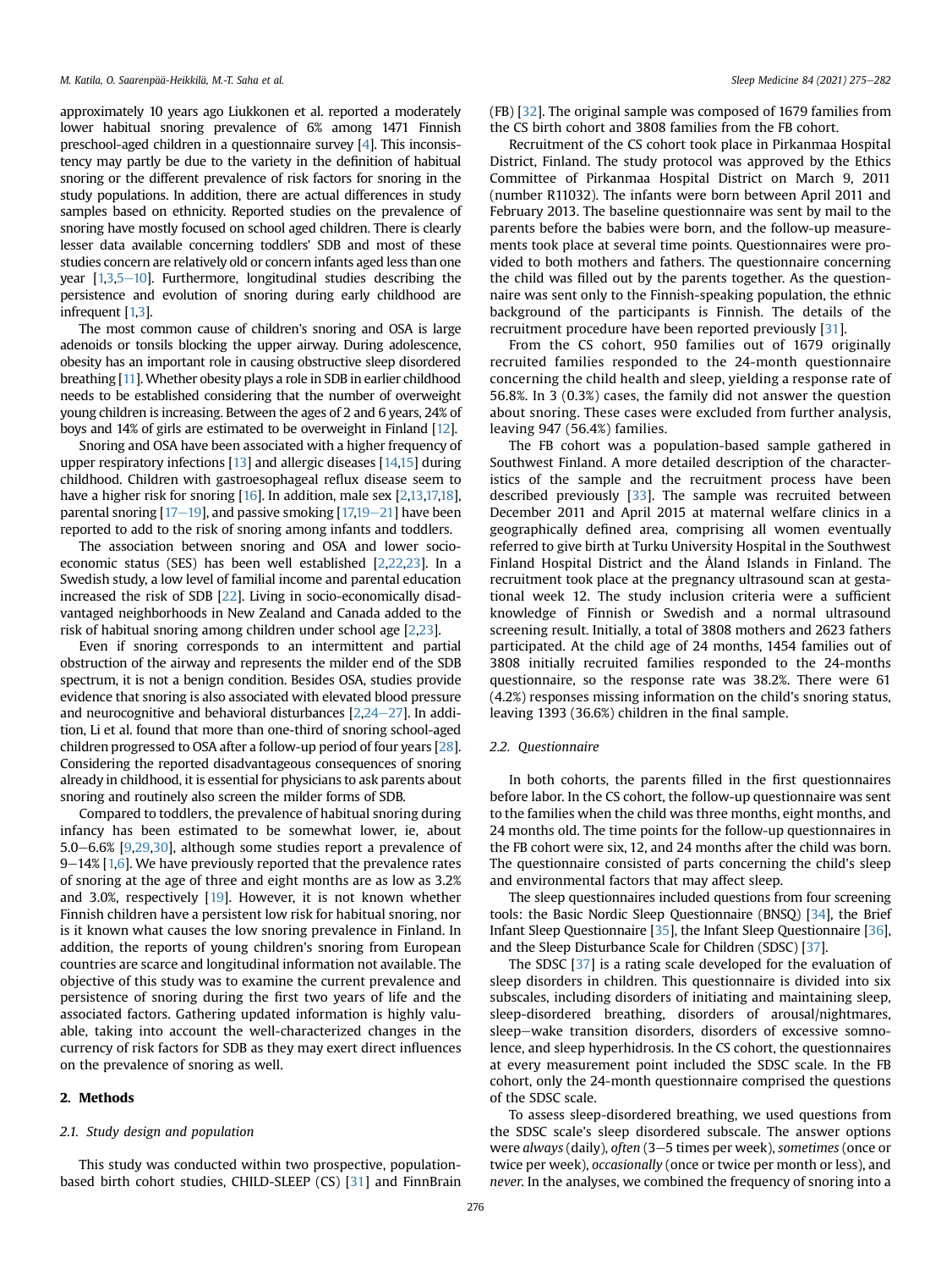approximately 10 years ago Liukkonen et al. reported a moderately lower habitual snoring prevalence of 6% among 1471 Finnish preschool-aged children in a questionnaire survey [4]. This inconsistency may partly be due to the variety in the definition of habitual snoring or the different prevalence of risk factors for snoring in the study populations. In addition, there are actual differences in study samples based on ethnicity. Reported studies on the prevalence of snoring have mostly focused on school aged children. There is clearly lesser data available concerning toddlers' SDB and most of these studies concern are relatively old or concern infants aged less than one year [1,3,5–10]. Furthermore, longitudinal studies describing the persistence and evolution of snoring during early childhood are infrequent [1,3].

The most common cause of children's snoring and OSA is large adenoids or tonsils blocking the upper airway. During adolescence, obesity has an important role in causing obstructive sleep disordered breathing [11]. Whether obesity plays a role in SDB in earlier childhood needs to be established considering that the number of overweight young children is increasing. Between the ages of 2 and 6 years, 24% of boys and 14% of girls are estimated to be overweight in Finland [12].

Snoring and OSA have been associated with a higher frequency of upper respiratory infections [13] and allergic diseases [14,15] during childhood. Children with gastroesophageal reflux disease seem to have a higher risk for snoring [16]. In addition, male sex [2,13,17,18], parental snoring [17–19], and passive smoking [17,19–21] have been reported to add to the risk of snoring among infants and toddlers.

The association between snoring and OSA and lower socioeconomic status (SES) has been well established [2,22,23]. In a Swedish study, a low level of familial income and parental education increased the risk of SDB [22]. Living in socio-economically disadvantaged neighborhoods in New Zealand and Canada added to the risk of habitual snoring among children under school age [2,23].

Even if snoring corresponds to an intermittent and partial obstruction of the airway and represents the milder end of the SDB spectrum, it is not a benign condition. Besides OSA, studies provide evidence that snoring is also associated with elevated blood pressure and neurocognitive and behavioral disturbances [2,24–27]. In addition, Li et al. found that more than one-third of snoring school-aged children progressed to OSA after a follow-up period of four years [28]. Considering the reported disadvantageous consequences of snoring already in childhood, it is essential for physicians to ask parents about snoring and routinely also screen the milder forms of SDB.

Compared to toddlers, the prevalence of habitual snoring during infancy has been estimated to be somewhat lower, ie, about 5.0–6.6% [9,29,30], although some studies report a prevalence of 9–14% [1,6]. We have previously reported that the prevalence rates of snoring at the age of three and eight months are as low as 3.2% and 3.0%, respectively [19]. However, it is not known whether Finnish children have a persistent low risk for habitual snoring, nor is it known what causes the low snoring prevalence in Finland. In addition, the reports of young children's snoring from European countries are scarce and longitudinal information not available. The objective of this study was to examine the current prevalence and persistence of snoring during the first two years of life and the associated factors. Gathering updated information is highly valuable, taking into account the well-characterized changes in the currency of risk factors for SDB as they may exert direct influences on the prevalence of snoring as well.

## 2. Methods

### 2.1. Study design and population

This study was conducted within two prospective, population-based birth cohort studies, CHILD-SLEEP (CS) [31] and FinnBrain (FB) [32]. The original sample was composed of 1679 families from the CS birth cohort and 3808 families from the FB cohort.

Recruitment of the CS cohort took place in Pirkanmaa Hospital District, Finland. The study protocol was approved by the Ethics Committee of Pirkanmaa Hospital District on March 9, 2011 (number R11032). The infants were born between April 2011 and February 2013. The baseline questionnaire was sent by mail to the parents before the babies were born, and the follow-up measurements took place at several time points. Questionnaires were provided to both mothers and fathers. The questionnaire concerning the child was filled out by the parents together. As the questionnaire was sent only to the Finnish-speaking population, the ethnic background of the participants is Finnish. The details of the recruitment procedure have been reported previously [31].

From the CS cohort, 950 families out of 1679 originally recruited families responded to the 24-month questionnaire concerning the child health and sleep, yielding a response rate of 56.8%. In 3 (0.3%) cases, the family did not answer the question about snoring. These cases were excluded from further analysis, leaving 947 (56.4%) families.

The FB cohort was a population-based sample gathered in Southwest Finland. A more detailed description of the characteristics of the sample and the recruitment process have been described previously [33]. The sample was recruited between December 2011 and April 2015 at maternal welfare clinics in a geographically defined area, comprising all women eventually referred to give birth at Turku University Hospital in the Southwest Finland Hospital District and the Åland Islands in Finland. The recruitment took place at the pregnancy ultrasound scan at gestational week 12. The study inclusion criteria were a sufficient knowledge of Finnish or Swedish and a normal ultrasound screening result. Initially, a total of 3808 mothers and 2623 fathers participated. At the child age of 24 months, 1454 families out of 3808 initially recruited families responded to the 24-months questionnaire, so the response rate was 38.2%. There were 61 (4.2%) responses missing information on the child's snoring status, leaving 1393 (36.6%) children in the final sample.

### 2.2. Questionnaire

In both cohorts, the parents filled in the first questionnaires before labor. In the CS cohort, the follow-up questionnaire was sent to the families when the child was three months, eight months, and 24 months old. The time points for the follow-up questionnaires in the FB cohort were six, 12, and 24 months after the child was born. The questionnaire consisted of parts concerning the child's sleep and environmental factors that may affect sleep.

The sleep questionnaires included questions from four screening tools: the Basic Nordic Sleep Questionnaire (BNSQ) [34], the Brief Infant Sleep Questionnaire [35], the Infant Sleep Questionnaire [36], and the Sleep Disturbance Scale for Children (SDSC) [37].

The SDSC [37] is a rating scale developed for the evaluation of sleep disorders in children. This questionnaire is divided into six subscales, including disorders of initiating and maintaining sleep, sleep-disordered breathing, disorders of arousal/nightmares, sleep–wake transition disorders, disorders of excessive somnolence, and sleep hyperhidrosis. In the CS cohort, the questionnaires at every measurement point included the SDSC scale. In the FB cohort, only the 24-month questionnaire comprised the questions of the SDSC scale.

To assess sleep-disordered breathing, we used questions from the SDSC scale's sleep disordered subscale. The answer options were *always* (daily), *often* (3–5 times per week), *sometimes* (once or twice per week), *occasionally* (once or twice per month or less), and *never*. In the analyses, we combined the frequency of snoring into a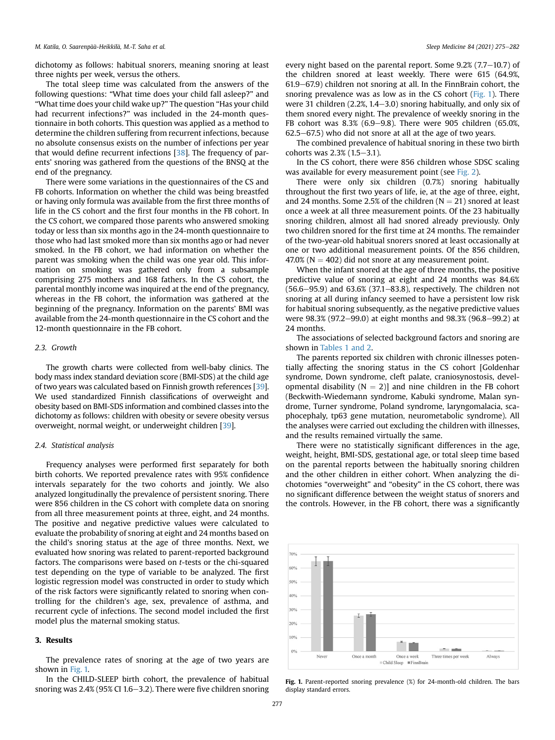dichotomy as follows: habitual snorers, meaning snoring at least three nights per week, versus the others.

The total sleep time was calculated from the answers of the following questions: "What time does your child fall asleep?" and "What time does your child wake up?" The question "Has your child had recurrent infections?" was included in the 24-month questionnaire in both cohorts. This question was applied as a method to determine the children suffering from recurrent infections, because no absolute consensus exists on the number of infections per year that would define recurrent infections [38]. The frequency of parents' snoring was gathered from the questions of the BNSQ at the end of the pregnancy.

There were some variations in the questionnaires of the CS and FB cohorts. Information on whether the child was being breastfed or having only formula was available from the first three months of life in the CS cohort and the first four months in the FB cohort. In the CS cohort, we compared those parents who answered smoking today or less than six months ago in the 24-month questionnaire to those who had last smoked more than six months ago or had never smoked. In the FB cohort, we had information on whether the parent was smoking when the child was one year old. This information on smoking was gathered only from a subsample comprising 275 mothers and 168 fathers. In the CS cohort, the parental monthly income was inquired at the end of the pregnancy, whereas in the FB cohort, the information was gathered at the beginning of the pregnancy. Information on the parents' BMI was available from the 24-month questionnaire in the CS cohort and the 12-month questionnaire in the FB cohort.

### 2.3. Growth

The growth charts were collected from well-baby clinics. The body mass index standard deviation score (BMI-SDS) at the child age of two years was calculated based on Finnish growth references [39]. We used standardized Finnish classifications of overweight and obesity based on BMI-SDS information and combined classes into the dichotomy as follows: children with obesity or severe obesity versus overweight, normal weight, or underweight children [39].

### 2.4. Statistical analysis

Frequency analyses were performed first separately for both birth cohorts. We reported prevalence rates with 95% confidence intervals separately for the two cohorts and jointly. We also analyzed longitudinally the prevalence of persistent snoring. There were 856 children in the CS cohort with complete data on snoring from all three measurement points at three, eight, and 24 months. The positive and negative predictive values were calculated to evaluate the probability of snoring at eight and 24 months based on the child's snoring status at the age of three months. Next, we evaluated how snoring was related to parent-reported background factors. The comparisons were based on *t*-tests or the chi-squared test depending on the type of variable to be analyzed. The first logistic regression model was constructed in order to study which of the risk factors were significantly related to snoring when controlling for the children's age, sex, prevalence of asthma, and recurrent cycle of infections. The second model included the first model plus the maternal smoking status.

## 3. Results

The prevalence rates of snoring at the age of two years are shown in Fig. 1.

In the CHILD-SLEEP birth cohort, the prevalence of habitual snoring was 2.4% (95% CI 1.6–3.2). There were five children snoring every night based on the parental report. Some 9.2% (7.7–10.7) of the children snored at least weekly. There were 615 (64.9%, 61.9–67.9) children not snoring at all. In the FinnBrain cohort, the snoring prevalence was as low as in the CS cohort (Fig. 1). There were 31 children (2.2%, 1.4–3.0) snoring habitually, and only six of them snored every night. The prevalence of weekly snoring in the FB cohort was 8.3% (6.9–9.8). There were 905 children (65.0%, 62.5–67.5) who did not snore at all at the age of two years.

The combined prevalence of habitual snoring in these two birth cohorts was 2.3% (1.5–3.1).

In the CS cohort, there were 856 children whose SDSC scaling was available for every measurement point (see Fig. 2).

There were only six children (0.7%) snoring habitually throughout the first two years of life, ie, at the age of three, eight, and 24 months. Some 2.5% of the children (N = 21) snored at least once a week at all three measurement points. Of the 23 habitually snoring children, almost all had snored already previously. Only two children snored for the first time at 24 months. The remainder of the two-year-old habitual snorers snored at least occasionally at one or two additional measurement points. Of the 856 children, 47.0% (N = 402) did not snore at any measurement point.

When the infant snored at the age of three months, the positive predictive value of snoring at eight and 24 months was 84.6% (56.6–95.9) and 63.6% (37.1–83.8), respectively. The children not snoring at all during infancy seemed to have a persistent low risk for habitual snoring subsequently, as the negative predictive values were 98.3% (97.2–99.0) at eight months and 98.3% (96.8–99.2) at 24 months.

The associations of selected background factors and snoring are shown in Tables 1 and 2.

The parents reported six children with chronic illnesses potentially affecting the snoring status in the CS cohort [Goldenhar syndrome, Down syndrome, cleft palate, craniosynostosis, developmental disability (N = 2)] and nine children in the FB cohort (Beckwith-Wiedemann syndrome, Kabuki syndrome, Malan syndrome, Turner syndrome, Poland syndrome, laryngomalacia, scaphocephaly, tp63 gene mutation, neurometabolic syndrome). All the analyses were carried out excluding the children with illnesses, and the results remained virtually the same.

There were no statistically significant differences in the age, weight, height, BMI-SDS, gestational age, or total sleep time based on the parental reports between the habitually snoring children and the other children in either cohort. When analyzing the dichotomies "overweight" and "obesity" in the CS cohort, there was no significant difference between the weight status of snorers and the controls. However, in the FB cohort, there was a significantly

**Fig. 1.** Parent-reported snoring prevalence (%) for 24-month-old children. The bars display standard errors.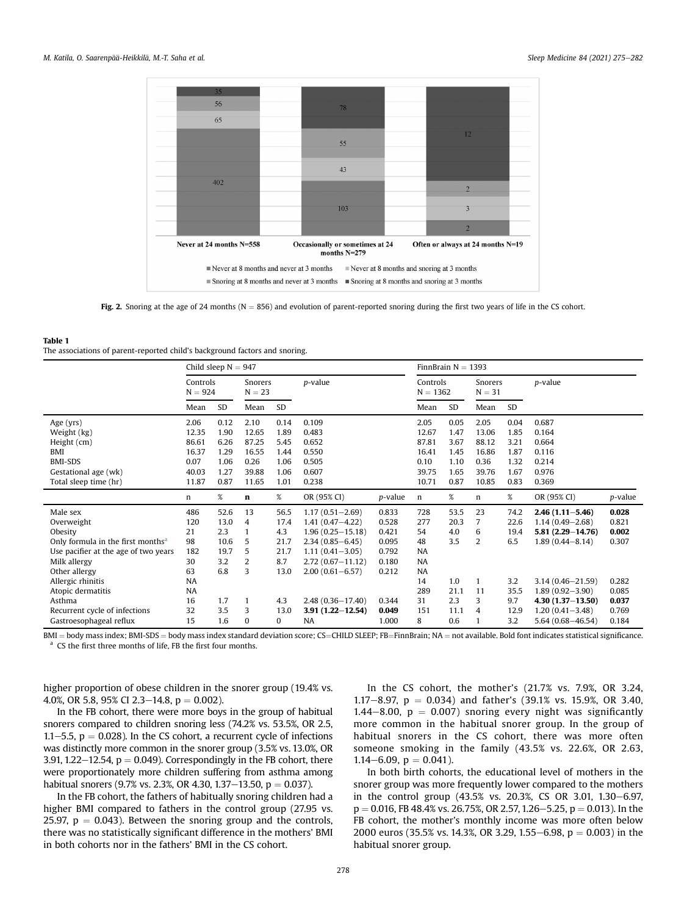Fig. 2. Snoring at the age of 24 months (N = 856) and evolution of parent-reported snoring during the first two years of life in the CS cohort.

**Table 1**
The associations of parent-reported child's background factors and snoring.

| | Child sleep N = 947 | | | | | | FinnBrain N = 1393 | | | | | |
|---|---|---|---|---|---|---|---|---|---|---|---|---|
| | Controls N = 924 | | Snorers N = 23 | | *p*-value | | Controls N = 1362 | | Snorers N = 31 | | *p*-value | |
| | Mean | SD | Mean | SD | | | Mean | SD | Mean | SD | | |
| Age (yrs) | 2.06 | 0.12 | 2.10 | 0.14 | 0.109 | | 2.05 | 0.05 | 2.05 | 0.04 | 0.687 | |
| Weight (kg) | 12.35 | 1.90 | 12.65 | 1.89 | 0.483 | | 12.67 | 1.47 | 13.06 | 1.85 | 0.164 | |
| Height (cm) | 86.61 | 6.26 | 87.25 | 5.45 | 0.652 | | 87.81 | 3.67 | 88.12 | 3.21 | 0.664 | |
| BMI | 16.37 | 1.29 | 16.55 | 1.44 | 0.550 | | 16.41 | 1.45 | 16.86 | 1.87 | 0.116 | |
| BMI-SDS | 0.07 | 1.06 | 0.26 | 1.06 | 0.505 | | 0.10 | 1.10 | 0.36 | 1.32 | 0.214 | |
| Gestational age (wk) | 40.03 | 1.27 | 39.88 | 1.06 | 0.607 | | 39.75 | 1.65 | 39.76 | 1.67 | 0.976 | |
| Total sleep time (hr) | 11.87 | 0.87 | 11.65 | 1.01 | 0.238 | | 10.71 | 0.87 | 10.85 | 0.83 | 0.369 | |
| | n | % | **n** | % | OR (95% CI) | *p*-value | n | % | n | % | OR (95% CI) | *p*-value |
| Male sex | 486 | 52.6 | 13 | 56.5 | 1.17 (0.51–2.69) | 0.833 | 728 | 53.5 | 23 | 74.2 | **2.46 (1.11–5.46)** | **0.028** |
| Overweight | 120 | 13.0 | 4 | 17.4 | 1.41 (0.47–4.22) | 0.528 | 277 | 20.3 | 7 | 22.6 | 1.14 (0.49–2.68) | 0.821 |
| Obesity | 21 | 2.3 | 1 | 4.3 | 1.96 (0.25–15.18) | 0.421 | 54 | 4.0 | 6 | 19.4 | **5.81 (2.29–14.76)** | **0.002** |
| Only formula in the first months[a] | 98 | 10.6 | 5 | 21.7 | 2.34 (0.85–6.45) | 0.095 | 48 | 3.5 | 2 | 6.5 | 1.89 (0.44–8.14) | 0.307 |
| Use pacifier at the age of two years | 182 | 19.7 | 5 | 21.7 | 1.11 (0.41–3.05) | 0.792 | NA | | | | | |
| Milk allergy | 30 | 3.2 | 2 | 8.7 | 2.72 (0.67–11.12) | 0.180 | NA | | | | | |
| Other allergy | 63 | 6.8 | 3 | 13.0 | 2.00 (0.61–6.57) | 0.212 | NA | | | | | |
| Allergic rhinitis | NA | | | | | | 14 | 1.0 | 1 | 3.2 | 3.14 (0.46–21.59) | 0.282 |
| Atopic dermatitis | NA | | | | | | 289 | 21.1 | 11 | 35.5 | 1.89 (0.92–3.90) | 0.085 |
| Asthma | 16 | 1.7 | 1 | 4.3 | 2.48 (0.36–17.40) | 0.344 | 31 | 2.3 | 3 | 9.7 | **4.30 (1.37–13.50)** | **0.037** |
| Recurrent cycle of infections | 32 | 3.5 | 3 | 13.0 | **3.91 (1.22–12.54)** | **0.049** | 151 | 11.1 | 4 | 12.9 | 1.20 (0.41–3.48) | 0.769 |
| Gastroesophageal reflux | 15 | 1.6 | 0 | 0 | NA | 1.000 | 8 | 0.6 | 1 | 3.2 | 5.64 (0.68–46.54) | 0.184 |

BMI = body mass index; BMI-SDS = body mass index standard deviation score; CS=CHILD SLEEP; FB=FinnBrain; NA = not available. Bold font indicates statistical significance.
[a] CS the first three months of life, FB the first four months.

higher proportion of obese children in the snorer group (19.4% vs. 4.0%, OR 5.8, 95% CI 2.3–14.8, p = 0.002).

In the FB cohort, there were more boys in the group of habitual snorers compared to children snoring less (74.2% vs. 53.5%, OR 2.5, 1.1–5.5, p = 0.028). In the CS cohort, a recurrent cycle of infections was distinctly more common in the snorer group (3.5% vs. 13.0%, OR 3.91, 1.22–12.54, p = 0.049). Correspondingly in the FB cohort, there were proportionately more children suffering from asthma among habitual snorers (9.7% vs. 2.3%, OR 4.30, 1.37–13.50, p = 0.037).

In the FB cohort, the fathers of habitually snoring children had a higher BMI compared to fathers in the control group (27.95 vs. 25.97, p = 0.043). Between the snoring group and the controls, there was no statistically significant difference in the mothers' BMI in both cohorts nor in the fathers' BMI in the CS cohort.

In the CS cohort, the mother's (21.7% vs. 7.9%, OR 3.24, 1.17–8.97, p = 0.034) and father's (39.1% vs. 15.9%, OR 3.40, 1.44–8.00, p = 0.007) snoring every night was significantly more common in the habitual snorer group. In the group of habitual snorers in the CS cohort, there was more often someone smoking in the family (43.5% vs. 22.6%, OR 2.63, 1.14–6.09, p = 0.041).

In both birth cohorts, the educational level of mothers in the snorer group was more frequently lower compared to the mothers in the control group (43.5% vs. 20.3%, CS OR 3.01, 1.30–6.97, p = 0.016, FB 48.4% vs. 26.75%, OR 2.57, 1.26–5.25, p = 0.013). In the FB cohort, the mother's monthly income was more often below 2000 euros (35.5% vs. 14.3%, OR 3.29, 1.55–6.98, p = 0.003) in the habitual snorer group.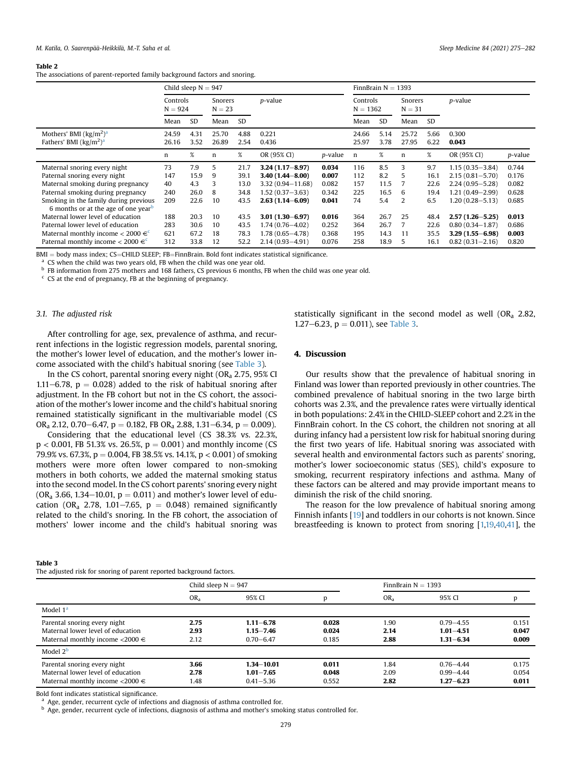**Table 2**
The associations of parent-reported family background factors and snoring.

| | Child sleep N = 947 | | | | | | FinnBrain N = 1393 | | | | | |
|---|---|---|---|---|---|---|---|---|---|---|---|---|
| | Controls N = 924 | | Snorers N = 23 | | p-value | | Controls N = 1362 | | Snorers N = 31 | | p-value | |
| | Mean | SD | Mean | SD | | | Mean | SD | Mean | SD | | |
| Mothers' BMI (kg/m²)[a] | 24.59 | 4.31 | 25.70 | 4.88 | 0.221 | | 24.66 | 5.14 | 25.72 | 5.66 | 0.300 | |
| Fathers' BMI (kg/m²)[a] | 26.16 | 3.52 | 26.89 | 2.54 | 0.436 | | 25.97 | 3.78 | 27.95 | 6.22 | **0.043** | |
| | n | % | n | % | OR (95% CI) | p-value | n | % | n | % | OR (95% CI) | p-value |
| Maternal snoring every night | 73 | 7.9 | 5 | 21.7 | **3.24 (1.17–8.97)** | **0.034** | 116 | 8.5 | 3 | 9.7 | 1.15 (0.35–3.84) | 0.744 |
| Paternal snoring every night | 147 | 15.9 | 9 | 39.1 | **3.40 (1.44–8.00)** | **0.007** | 112 | 8.2 | 5 | 16.1 | 2.15 (0.81–5.70) | 0.176 |
| Maternal smoking during pregnancy | 40 | 4.3 | 3 | 13.0 | 3.32 (0.94–11.68) | 0.082 | 157 | 11.5 | 7 | 22.6 | 2.24 (0.95–5.28) | 0.082 |
| Paternal smoking during pregnancy | 240 | 26.0 | 8 | 34.8 | 1.52 (0.37–3.63) | 0.342 | 225 | 16.5 | 6 | 19.4 | 1.21 (0.49–2.99) | 0.628 |
| Smoking in the family during previous 6 months or at the age of one year[b] | 209 | 22.6 | 10 | 43.5 | **2.63 (1.14–6.09)** | **0.041** | 74 | 5.4 | 2 | 6.5 | 1.20 (0.28–5.13) | 0.685 |
| Maternal lower level of education | 188 | 20.3 | 10 | 43.5 | **3.01 (1.30–6.97)** | **0.016** | 364 | 26.7 | 25 | 48.4 | **2.57 (1.26–5.25)** | **0.013** |
| Paternal lower level of education | 283 | 30.6 | 10 | 43.5 | 1.74 (0.76–4.02) | 0.252 | 364 | 26.7 | 7 | 22.6 | 0.80 (0.34–1.87) | 0.686 |
| Maternal monthly income < 2000 €[c] | 621 | 67.2 | 18 | 78.3 | 1.78 (0.65–4.78) | 0.368 | 195 | 14.3 | 11 | 35.5 | **3.29 (1.55–6.98)** | **0.003** |
| Paternal monthly income < 2000 €[c] | 312 | 33.8 | 12 | 52.2 | 2.14 (0.93–4.91) | 0.076 | 258 | 18.9 | 5 | 16.1 | 0.82 (0.31–2.16) | 0.820 |

BMI = body mass index; CS=CHILD SLEEP; FB=FinnBrain. Bold font indicates statistical significance.
[a] CS when the child was two years old, FB when the child was one year old.
[b] FB information from 275 mothers and 168 fathers, CS previous 6 months, FB when the child was one year old.
[c] CS at the end of pregnancy, FB at the beginning of pregnancy.

### 3.1. The adjusted risk

After controlling for age, sex, prevalence of asthma, and recurrent infections in the logistic regression models, parental snoring, the mother's lower level of education, and the mother's lower income associated with the child's habitual snoring (see Table 3).

In the CS cohort, parental snoring every night ($OR_a$ 2.75, 95% CI 1.11–6.78, $p = 0.028$) added to the risk of habitual snoring after adjustment. In the FB cohort but not in the CS cohort, the association of the mother's lower income and the child's habitual snoring remained statistically significant in the multivariable model (CS $OR_a$ 2.12, 0.70–6.47, $p = 0.182$, FB $OR_a$ 2.88, 1.31–6.34, $p = 0.009$).

Considering that the educational level (CS 38.3% vs. 22.3%, $p < 0.001$, FB 51.3% vs. 26.5%, $p = 0.001$) and monthly income (CS 79.9% vs. 67.3%, $p = 0.004$, FB 38.5% vs. 14.1%, $p < 0.001$) of smoking mothers were more often lower compared to non-smoking mothers in both cohorts, we added the maternal smoking status into the second model. In the CS cohort parents' snoring every night ($OR_a$ 3.66, 1.34–10.01, $p = 0.011$) and mother's lower level of education ($OR_a$ 2.78, 1.01–7.65, $p = 0.048$) remained significantly related to the child's snoring. In the FB cohort, the association of mothers' lower income and the child's habitual snoring was statistically significant in the second model as well ($OR_a$ 2.82, 1.27–6.23, $p = 0.011$), see Table 3.

## 4. Discussion

Our results show that the prevalence of habitual snoring in Finland was lower than reported previously in other countries. The combined prevalence of habitual snoring in the two large birth cohorts was 2.3%, and the prevalence rates were virtually identical in both populations: 2.4% in the CHILD-SLEEP cohort and 2.2% in the FinnBrain cohort. In the CS cohort, the children not snoring at all during infancy had a persistent low risk for habitual snoring during the first two years of life. Habitual snoring was associated with several health and environmental factors such as parents' snoring, mother's lower socioeconomic status (SES), child's exposure to smoking, recurrent respiratory infections and asthma. Many of these factors can be altered and may provide important means to diminish the risk of the child snoring.

The reason for the low prevalence of habitual snoring among Finnish infants [19] and toddlers in our cohorts is not known. Since breastfeeding is known to protect from snoring [1,19,40,41], the

**Table 3**
The adjusted risk for snoring of parent reported background factors.

| | Child sleep N = 947 | | | FinnBrain N = 1393 | | |
|---|---|---|---|---|---|---|
| | $OR_a$ | 95% CI | p | $OR_a$ | 95% CI | p |
| Model 1[a] | | | | | | |
| Parental snoring every night | **2.75** | **1.11–6.78** | **0.028** | 1.90 | 0.79–4.55 | 0.151 |
| Maternal lower level of education | **2.93** | **1.15–7.46** | **0.024** | **2.14** | **1.01–4.51** | **0.047** |
| Maternal monthly income <2000 € | 2.12 | 0.70–6.47 | 0.185 | **2.88** | **1.31–6.34** | **0.009** |
| Model 2[b] | | | | | | |
| Parental snoring every night | **3.66** | **1.34–10.01** | **0.011** | 1.84 | 0.76–4.44 | 0.175 |
| Maternal lower level of education | **2.78** | **1.01–7.65** | **0.048** | 2.09 | 0.99–4.44 | 0.054 |
| Maternal monthly income <2000 € | 1.48 | 0.41–5.36 | 0.552 | **2.82** | **1.27–6.23** | **0.011** |

Bold font indicates statistical significance.
[a] Age, gender, recurrent cycle of infections and diagnosis of asthma controlled for.
[b] Age, gender, recurrent cycle of infections, diagnosis of asthma and mother's smoking status controlled for.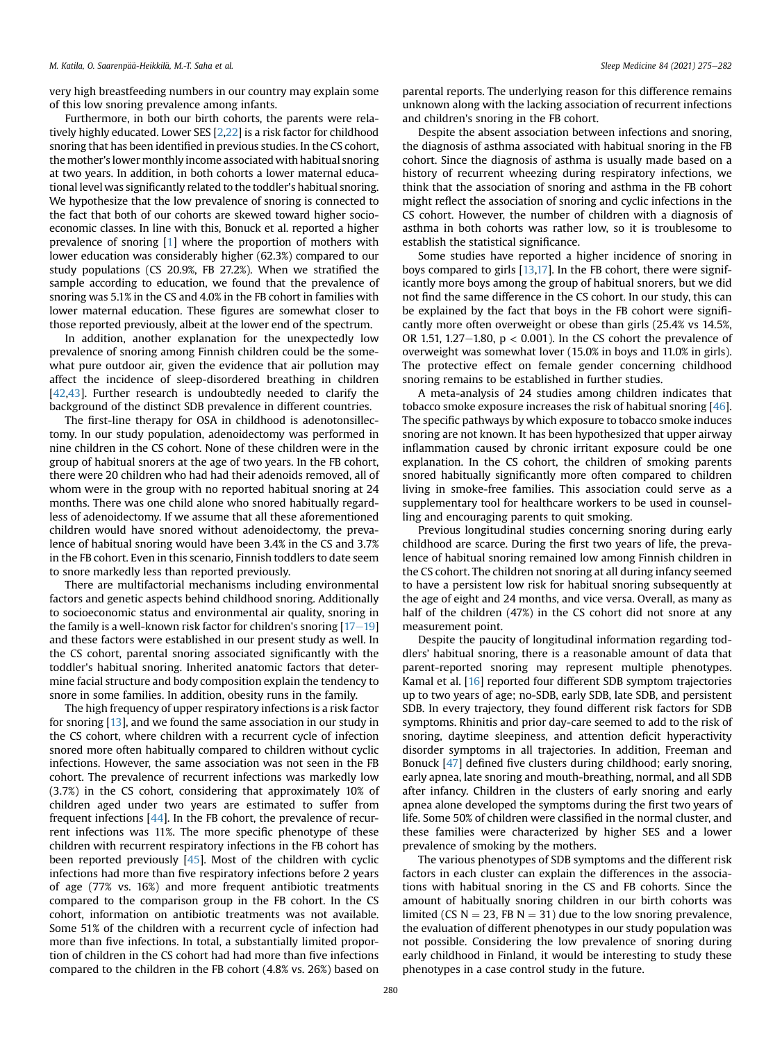very high breastfeeding numbers in our country may explain some of this low snoring prevalence among infants.

Furthermore, in both our birth cohorts, the parents were relatively highly educated. Lower SES [2,22] is a risk factor for childhood snoring that has been identified in previous studies. In the CS cohort, the mother's lower monthly income associated with habitual snoring at two years. In addition, in both cohorts a lower maternal educational level was significantly related to the toddler's habitual snoring. We hypothesize that the low prevalence of snoring is connected to the fact that both of our cohorts are skewed toward higher socioeconomic classes. In line with this, Bonuck et al. reported a higher prevalence of snoring [1] where the proportion of mothers with lower education was considerably higher (62.3%) compared to our study populations (CS 20.9%, FB 27.2%). When we stratified the sample according to education, we found that the prevalence of snoring was 5.1% in the CS and 4.0% in the FB cohort in families with lower maternal education. These figures are somewhat closer to those reported previously, albeit at the lower end of the spectrum.

In addition, another explanation for the unexpectedly low prevalence of snoring among Finnish children could be the somewhat pure outdoor air, given the evidence that air pollution may affect the incidence of sleep-disordered breathing in children [42,43]. Further research is undoubtedly needed to clarify the background of the distinct SDB prevalence in different countries.

The first-line therapy for OSA in childhood is adenotonsillectomy. In our study population, adenoidectomy was performed in nine children in the CS cohort. None of these children were in the group of habitual snorers at the age of two years. In the FB cohort, there were 20 children who had had their adenoids removed, all of whom were in the group with no reported habitual snoring at 24 months. There was one child alone who snored habitually regardless of adenoidectomy. If we assume that all these aforementioned children would have snored without adenoidectomy, the prevalence of habitual snoring would have been 3.4% in the CS and 3.7% in the FB cohort. Even in this scenario, Finnish toddlers to date seem to snore markedly less than reported previously.

There are multifactorial mechanisms including environmental factors and genetic aspects behind childhood snoring. Additionally to socioeconomic status and environmental air quality, snoring in the family is a well-known risk factor for children's snoring [17–19] and these factors were established in our present study as well. In the CS cohort, parental snoring associated significantly with the toddler's habitual snoring. Inherited anatomic factors that determine facial structure and body composition explain the tendency to snore in some families. In addition, obesity runs in the family.

The high frequency of upper respiratory infections is a risk factor for snoring [13], and we found the same association in our study in the CS cohort, where children with a recurrent cycle of infection snored more often habitually compared to children without cyclic infections. However, the same association was not seen in the FB cohort. The prevalence of recurrent infections was markedly low (3.7%) in the CS cohort, considering that approximately 10% of children aged under two years are estimated to suffer from frequent infections [44]. In the FB cohort, the prevalence of recurrent infections was 11%. The more specific phenotype of these children with recurrent respiratory infections in the FB cohort has been reported previously [45]. Most of the children with cyclic infections had more than five respiratory infections before 2 years of age (77% vs. 16%) and more frequent antibiotic treatments compared to the comparison group in the FB cohort. In the CS cohort, information on antibiotic treatments was not available. Some 51% of the children with a recurrent cycle of infection had more than five infections. In total, a substantially limited proportion of children in the CS cohort had had more than five infections compared to the children in the FB cohort (4.8% vs. 26%) based on parental reports. The underlying reason for this difference remains unknown along with the lacking association of recurrent infections and children's snoring in the FB cohort.

Despite the absent association between infections and snoring, the diagnosis of asthma associated with habitual snoring in the FB cohort. Since the diagnosis of asthma is usually made based on a history of recurrent wheezing during respiratory infections, we think that the association of snoring and asthma in the FB cohort might reflect the association of snoring and cyclic infections in the CS cohort. However, the number of children with a diagnosis of asthma in both cohorts was rather low, so it is troublesome to establish the statistical significance.

Some studies have reported a higher incidence of snoring in boys compared to girls [13,17]. In the FB cohort, there were significantly more boys among the group of habitual snorers, but we did not find the same difference in the CS cohort. In our study, this can be explained by the fact that boys in the FB cohort were significantly more often overweight or obese than girls (25.4% vs 14.5%, OR 1.51, 1.27–1.80, $p < 0.001$). In the CS cohort the prevalence of overweight was somewhat lover (15.0% in boys and 11.0% in girls). The protective effect on female gender concerning childhood snoring remains to be established in further studies.

A meta-analysis of 24 studies among children indicates that tobacco smoke exposure increases the risk of habitual snoring [46]. The specific pathways by which exposure to tobacco smoke induces snoring are not known. It has been hypothesized that upper airway inflammation caused by chronic irritant exposure could be one explanation. In the CS cohort, the children of smoking parents snored habitually significantly more often compared to children living in smoke-free families. This association could serve as a supplementary tool for healthcare workers to be used in counselling and encouraging parents to quit smoking.

Previous longitudinal studies concerning snoring during early childhood are scarce. During the first two years of life, the prevalence of habitual snoring remained low among Finnish children in the CS cohort. The children not snoring at all during infancy seemed to have a persistent low risk for habitual snoring subsequently at the age of eight and 24 months, and vice versa. Overall, as many as half of the children (47%) in the CS cohort did not snore at any measurement point.

Despite the paucity of longitudinal information regarding toddlers' habitual snoring, there is a reasonable amount of data that parent-reported snoring may represent multiple phenotypes. Kamal et al. [16] reported four different SDB symptom trajectories up to two years of age; no-SDB, early SDB, late SDB, and persistent SDB. In every trajectory, they found different risk factors for SDB symptoms. Rhinitis and prior day-care seemed to add to the risk of snoring, daytime sleepiness, and attention deficit hyperactivity disorder symptoms in all trajectories. In addition, Freeman and Bonuck [47] defined five clusters during childhood; early snoring, early apnea, late snoring and mouth-breathing, normal, and all SDB after infancy. Children in the clusters of early snoring and early apnea alone developed the symptoms during the first two years of life. Some 50% of children were classified in the normal cluster, and these families were characterized by higher SES and a lower prevalence of smoking by the mothers.

The various phenotypes of SDB symptoms and the different risk factors in each cluster can explain the differences in the associations with habitual snoring in the CS and FB cohorts. Since the amount of habitually snoring children in our birth cohorts was limited (CS N = 23, FB N = 31) due to the low snoring prevalence, the evaluation of different phenotypes in our study population was not possible. Considering the low prevalence of snoring during early childhood in Finland, it would be interesting to study these phenotypes in a case control study in the future.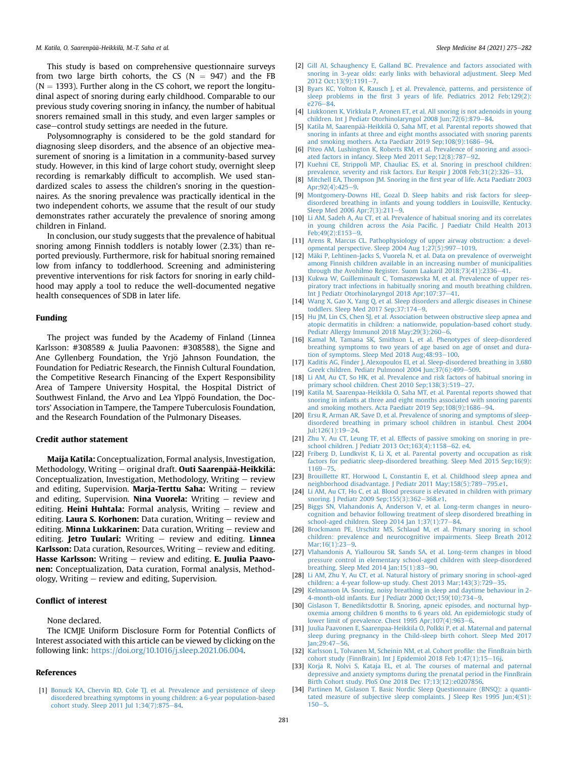This study is based on comprehensive questionnaire surveys from two large birth cohorts, the CS (N = 947) and the FB (N = 1393). Further along in the CS cohort, we report the longitudinal aspect of snoring during early childhood. Comparable to our previous study covering snoring in infancy, the number of habitual snorers remained small in this study, and even larger samples or case–control study settings are needed in the future.

Polysomnography is considered to be the gold standard for diagnosing sleep disorders, and the absence of an objective measurement of snoring is a limitation in a community-based survey study. However, in this kind of large cohort study, overnight sleep recording is remarkably difficult to accomplish. We used standardized scales to assess the children's snoring in the questionnaires. As the snoring prevalence was practically identical in the two independent cohorts, we assume that the result of our study demonstrates rather accurately the prevalence of snoring among children in Finland.

In conclusion, our study suggests that the prevalence of habitual snoring among Finnish toddlers is notably lower (2.3%) than reported previously. Furthermore, risk for habitual snoring remained low from infancy to toddlerhood. Screening and administering preventive interventions for risk factors for snoring in early childhood may apply a tool to reduce the well-documented negative health consequences of SDB in later life.

## Funding

The project was funded by the Academy of Finland (Linnea Karlsson: #308589 & Juulia Paavonen: #308588), the Signe and Ane Gyllenberg Foundation, the Yrjö Jahnson Foundation, the Foundation for Pediatric Research, the Finnish Cultural Foundation, the Competitive Research Financing of the Expert Responsibility Area of Tampere University Hospital, the Hospital District of Southwest Finland, the Arvo and Lea Ylppö Foundation, the Doctors' Association in Tampere, the Tampere Tuberculosis Foundation, and the Research Foundation of the Pulmonary Diseases.

## Credit author statement

**Maija Katila:** Conceptualization, Formal analysis, Investigation, Methodology, Writing – original draft. **Outi Saarenpää-Heikkilä:** Conceptualization, Investigation, Methodology, Writing – review and editing, Supervision. **Marja-Terttu Saha:** Writing – review and editing, Supervision. **Nina Vuorela:** Writing – review and editing. **Heini Huhtala:** Formal analysis, Writing – review and editing. **Laura S. Korhonen:** Data curation, Writing – review and editing. **Minna Lukkarinen:** Data curation, Writing – review and editing. **Jetro Tuulari:** Writing – review and editing. **Linnea Karlsson:** Data curation, Resources, Writing – review and editing. **Hasse Karlsson:** Writing – review and editing. **E. Juulia Paavonen:** Conceptualization, Data curation, Formal analysis, Methodology, Writing – review and editing, Supervision.

## Conflict of interest

None declared.

The ICMJE Uniform Disclosure Form for Potential Conflicts of Interest associated with this article can be viewed by clicking on the following link: https://doi.org/10.1016/j.sleep.2021.06.004.

## References

[1] Bonuck KA, Chervin RD, Cole TJ, et al. Prevalence and persistence of sleep disordered breathing symptoms in young children: a 6-year population-based cohort study. Sleep 2011 Jul 1;34(7):875–84.

[2] Gill AI, Schaughency E, Galland BC. Prevalence and factors associated with snoring in 3-year olds: early links with behavioral adjustment. Sleep Med 2012 Oct;13(9):1191–7.

[3] Byars KC, Yolton K, Rausch J, et al. Prevalence, patterns, and persistence of sleep problems in the first 3 years of life. Pediatrics 2012 Feb;129(2): e276–84.

[4] Liukkonen K, Virkkula P, Aronen ET, et al. All snoring is not adenoids in young children. Int J Pediatr Otorhinolaryngol 2008 Jun;72(6):879–84.

[5] Katila M, Saarenpää-Heikkilä O, Saha MT, et al. Parental reports showed that snoring in infants at three and eight months associated with snoring parents and smoking mothers. Acta Paediatr 2019 Sep;108(9):1686–94.

[6] Piteo AM, Lushington K, Roberts RM, et al. Prevalence of snoring and associated factors in infancy. Sleep Med 2011 Sep;12(8):787–92.

[7] Kuehni CE, Strippoli MP, Chauliac ES, et al. Snoring in preschool children: prevalence, severity and risk factors. Eur Respir J 2008 Feb;31(2):326–33.

[8] Mitchell EA, Thompson JM. Snoring in the first year of life. Acta Paediatr 2003 Apr;92(4):425–9.

[9] Montgomery-Downs HE, Gozal D. Sleep habits and risk factors for sleep-disordered breathing in infants and young toddlers in Louisville, Kentucky. Sleep Med 2006 Apr;7(3):211–9.

[10] Li AM, Sadeh A, Au CT, et al. Prevalence of habitual snoring and its correlates in young children across the Asia Pacific. J Paediatr Child Health 2013 Feb;49(2):E153–9.

[11] Arens R, Marcus CL. Pathophysiology of upper airway obstruction: a developmental perspective. Sleep 2004 Aug 1;27(5):997–1019.

[12] Mäki P, Lehtinen-Jacks S, Vuorela N, et al. Data on prevalence of overweight among Finnish children available in an increasing number of municipalities through the Avohilmo Register. Suom Laakaril 2018;73(41):2336–41.

[13] Kukwa W, Guilleminault C, Tomaszewska M, et al. Prevalence of upper respiratory tract infections in habitually snoring and mouth breathing children. Int J Pediatr Otorhinolaryngol 2018 Apr;107:37–41.

[14] Wang X, Gao X, Yang Q, et al. Sleep disorders and allergic diseases in Chinese toddlers. Sleep Med 2017 Sep;37:174–9.

[15] Hu JM, Lin CS, Chen SJ, et al. Association between obstructive sleep apnea and atopic dermatitis in children: a nationwide, population-based cohort study. Pediatr Allergy Immunol 2018 May;29(3):260–6.

[16] Kamal M, Tamana SK, Smithson L, et al. Phenotypes of sleep-disordered breathing symptoms to two years of age based on age of onset and duration of symptoms. Sleep Med 2018 Aug;48:93–100.

[17] Kaditis AG, Finder J, Alexopoulos EI, et al. Sleep-disordered breathing in 3,680 Greek children. Pediatr Pulmonol 2004 Jun;37(6):499–509.

[18] Li AM, Au CT, So HK, et al. Prevalence and risk factors of habitual snoring in primary school children. Chest 2010 Sep;138(3):519–27.

[19] Katila M, Saarenpaa-Heikkila O, Saha MT, et al. Parental reports showed that snoring in infants at three and eight months associated with snoring parents and smoking mothers. Acta Paediatr 2019 Sep;108(9):1686–94.

[20] Ersu R, Arman AR, Save D, et al. Prevalence of snoring and symptoms of sleep-disordered breathing in primary school children in istanbul. Chest 2004 Jul;126(1):19–24.

[21] Zhu Y, Au CT, Leung TF, et al. Effects of passive smoking on snoring in preschool children. J Pediatr 2013 Oct;163(4):1158–62. e4.

[22] Friberg D, Lundkvist K, Li X, et al. Parental poverty and occupation as risk factors for pediatric sleep-disordered breathing. Sleep Med 2015 Sep;16(9): 1169–75.

[23] Brouillette RT, Horwood L, Constantin E, et al. Childhood sleep apnea and neighborhood disadvantage. J Pediatr 2011 May;158(5):789–795.e1.

[24] Li AM, Au CT, Ho C, et al. Blood pressure is elevated in children with primary snoring. J Pediatr 2009 Sep;155(3):362–368.e1.

[25] Biggs SN, Vlahandonis A, Anderson V, et al. Long-term changes in neurocognition and behavior following treatment of sleep disordered breathing in school-aged children. Sleep 2014 Jan 1;37(1):77–84.

[26] Brockmann PE, Urschitz MS, Schlaud M, et al. Primary snoring in school children: prevalence and neurocognitive impairments. Sleep Breath 2012 Mar;16(1):23–9.

[27] Vlahandonis A, Yiallourou SR, Sands SA, et al. Long-term changes in blood pressure control in elementary school-aged children with sleep-disordered breathing. Sleep Med 2014 Jan;15(1):83–90.

[28] Li AM, Zhu Y, Au CT, et al. Natural history of primary snoring in school-aged children: a 4-year follow-up study. Chest 2013 Mar;143(3):729–35.

[29] Kelmanson IA. Snoring, noisy breathing in sleep and daytime behaviour in 2-4-month-old infants. Eur J Pediatr 2000 Oct;159(10):734–9.

[30] Gislason T, Benediktsdottir B. Snoring, apneic episodes, and nocturnal hypoxemia among children 6 months to 6 years old. An epidemiologic study of lower limit of prevalence. Chest 1995 Apr;107(4):963–6.

[31] Juulia Paavonen E, Saarenpaa-Heikkila O, Polkki P, et al. Maternal and paternal sleep during pregnancy in the Child-sleep birth cohort. Sleep Med 2017 Jan;29:47–56.

[32] Karlsson L, Tolvanen M, Scheinin NM, et al. Cohort profile: the FinnBrain birth cohort study (FinnBrain). Int J Epidemiol 2018 Feb 1;47(1):15–16j.

[33] Korja R, Nolvi S, Kataja EL, et al. The courses of maternal and paternal depressive and anxiety symptoms during the prenatal period in the FinnBrain Birth Cohort study. PloS One 2018 Dec 17;13(12):e0207856.

[34] Partinen M, Gislason T. Basic Nordic Sleep Questionnaire (BNSQ): a quantitated measure of subjective sleep complaints. J Sleep Res 1995 Jun;4(S1): 150–5.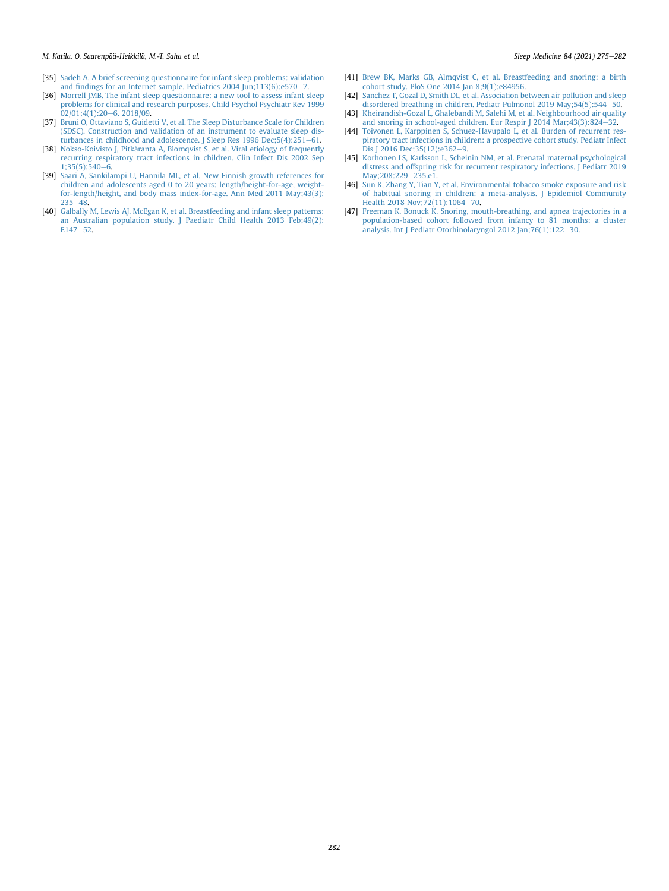[35] Sadeh A. A brief screening questionnaire for infant sleep problems: validation and findings for an Internet sample. Pediatrics 2004 Jun;113(6):e570–7.

[36] Morrell JMB. The infant sleep questionnaire: a new tool to assess infant sleep problems for clinical and research purposes. Child Psychol Psychiatr Rev 1999 02/01;4(1):20–6. 2018/09.

[37] Bruni O, Ottaviano S, Guidetti V, et al. The Sleep Disturbance Scale for Children (SDSC). Construction and validation of an instrument to evaluate sleep disturbances in childhood and adolescence. J Sleep Res 1996 Dec;5(4):251–61.

[38] Nokso-Koivisto J, Pitkäranta A, Blomqvist S, et al. Viral etiology of frequently recurring respiratory tract infections in children. Clin Infect Dis 2002 Sep 1;35(5):540–6.

[39] Saari A, Sankilampi U, Hannila ML, et al. New Finnish growth references for children and adolescents aged 0 to 20 years: length/height-for-age, weight-for-length/height, and body mass index-for-age. Ann Med 2011 May;43(3): 235–48.

[40] Galbally M, Lewis AJ, McEgan K, et al. Breastfeeding and infant sleep patterns: an Australian population study. J Paediatr Child Health 2013 Feb;49(2): E147–52.

[41] Brew BK, Marks GB, Almqvist C, et al. Breastfeeding and snoring: a birth cohort study. PloS One 2014 Jan 8;9(1):e84956.

[42] Sanchez T, Gozal D, Smith DL, et al. Association between air pollution and sleep disordered breathing in children. Pediatr Pulmonol 2019 May;54(5):544–50.

[43] Kheirandish-Gozal L, Ghalebandi M, Salehi M, et al. Neighbourhood air quality and snoring in school-aged children. Eur Respir J 2014 Mar;43(3):824–32.

[44] Toivonen L, Karppinen S, Schuez-Havupalo L, et al. Burden of recurrent respiratory tract infections in children: a prospective cohort study. Pediatr Infect Dis J 2016 Dec;35(12):e362–9.

[45] Korhonen LS, Karlsson L, Scheinin NM, et al. Prenatal maternal psychological distress and offspring risk for recurrent respiratory infections. J Pediatr 2019 May;208:229–235.e1.

[46] Sun K, Zhang Y, Tian Y, et al. Environmental tobacco smoke exposure and risk of habitual snoring in children: a meta-analysis. J Epidemiol Community Health 2018 Nov;72(11):1064–70.

[47] Freeman K, Bonuck K. Snoring, mouth-breathing, and apnea trajectories in a population-based cohort followed from infancy to 81 months: a cluster analysis. Int J Pediatr Otorhinolaryngol 2012 Jan;76(1):122–30.